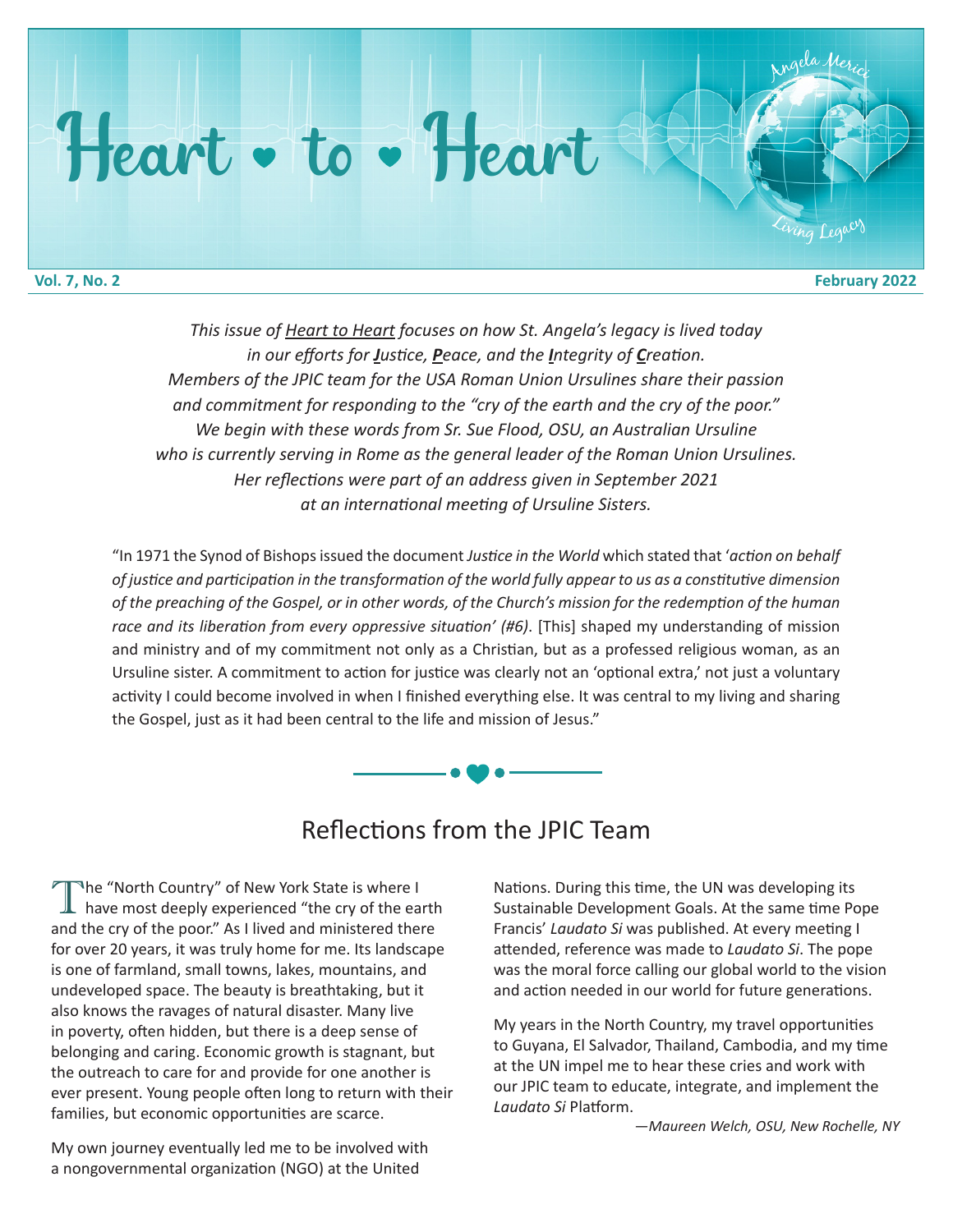# Heart • to • Heart

Angela Merici — Living Legacy

**Vol. 7, No. 2** **February 2022**

*This issue of* *Heart to Heart* *focuses on how St. Angela's legacy is lived today in our efforts for* ***J****ustice,* ***P****eace, and the* ***I****ntegrity of* ***C****reation. Members of the JPIC team for the USA Roman Union Ursulines share their passion and commitment for responding to the "cry of the earth and the cry of the poor." We begin with these words from Sr. Sue Flood, OSU, an Australian Ursuline who is currently serving in Rome as the general leader of the Roman Union Ursulines. Her reflections were part of an address given in September 2021 at an international meeting of Ursuline Sisters.*

"In 1971 the Synod of Bishops issued the document *Justice in the World* which stated that '*action on behalf of justice and participation in the transformation of the world fully appear to us as a constitutive dimension of the preaching of the Gospel, or in other words, of the Church's mission for the redemption of the human race and its liberation from every oppressive situation' (#6)*. [This] shaped my understanding of mission and ministry and of my commitment not only as a Christian, but as a professed religious woman, as an Ursuline sister. A commitment to action for justice was clearly not an 'optional extra,' not just a voluntary activity I could become involved in when I finished everything else. It was central to my living and sharing the Gospel, just as it had been central to the life and mission of Jesus."

## Reflections from the JPIC Team

The "North Country" of New York State is where I have most deeply experienced "the cry of the earth and the cry of the poor." As I lived and ministered there for over 20 years, it was truly home for me. Its landscape is one of farmland, small towns, lakes, mountains, and undeveloped space. The beauty is breathtaking, but it also knows the ravages of natural disaster. Many live in poverty, often hidden, but there is a deep sense of belonging and caring. Economic growth is stagnant, but the outreach to care for and provide for one another is ever present. Young people often long to return with their families, but economic opportunities are scarce.

My own journey eventually led me to be involved with a nongovernmental organization (NGO) at the United Nations. During this time, the UN was developing its Sustainable Development Goals. At the same time Pope Francis' *Laudato Si* was published. At every meeting I attended, reference was made to *Laudato Si*. The pope was the moral force calling our global world to the vision and action needed in our world for future generations.

My years in the North Country, my travel opportunities to Guyana, El Salvador, Thailand, Cambodia, and my time at the UN impel me to hear these cries and work with our JPIC team to educate, integrate, and implement the *Laudato Si* Platform.

*—Maureen Welch, OSU, New Rochelle, NY*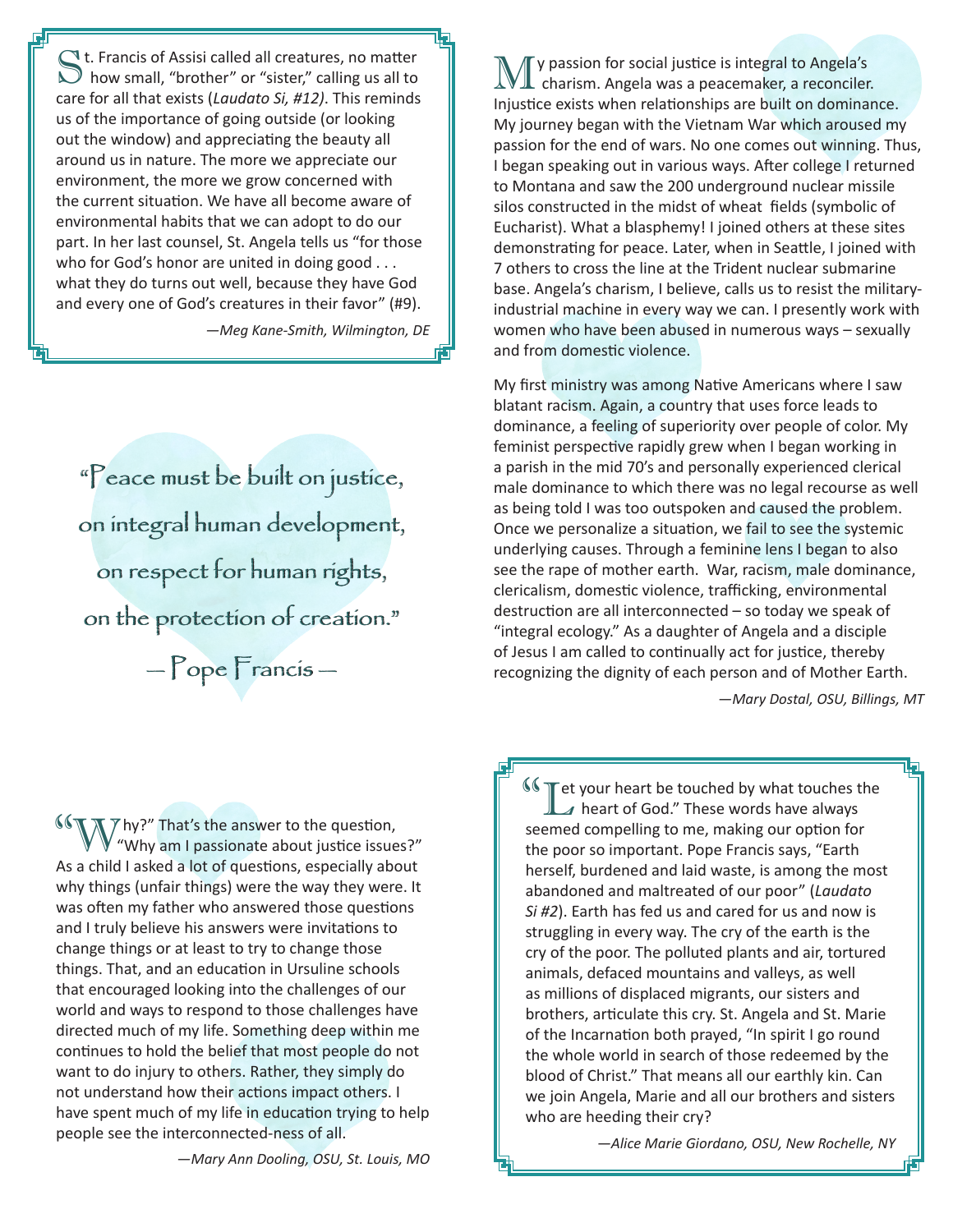St. Francis of Assisi called all creatures, no matter how small, "brother" or "sister," calling us all to care for all that exists (*Laudato Si, #12)*. This reminds us of the importance of going outside (or looking out the window) and appreciating the beauty all around us in nature. The more we appreciate our environment, the more we grow concerned with the current situation. We have all become aware of environmental habits that we can adopt to do our part. In her last counsel, St. Angela tells us "for those who for God's honor are united in doing good . . . what they do turns out well, because they have God and every one of God's creatures in their favor" (#9).

*—Meg Kane-Smith, Wilmington, DE*

"Peace must be built on justice,
on integral human development,
on respect for human rights,
on the protection of creation."
— Pope Francis —

"Why?" That's the answer to the question, "Why am I passionate about justice issues?" As a child I asked a lot of questions, especially about why things (unfair things) were the way they were. It was often my father who answered those questions and I truly believe his answers were invitations to change things or at least to try to change those things. That, and an education in Ursuline schools that encouraged looking into the challenges of our world and ways to respond to those challenges have directed much of my life. Something deep within me continues to hold the belief that most people do not want to do injury to others. Rather, they simply do not understand how their actions impact others. I have spent much of my life in education trying to help people see the interconnected-ness of all.

*—Mary Ann Dooling, OSU, St. Louis, MO*

My passion for social justice is integral to Angela's charism. Angela was a peacemaker, a reconciler. Injustice exists when relationships are built on dominance. My journey began with the Vietnam War which aroused my passion for the end of wars. No one comes out winning. Thus, I began speaking out in various ways. After college I returned to Montana and saw the 200 underground nuclear missile silos constructed in the midst of wheat fields (symbolic of Eucharist). What a blasphemy! I joined others at these sites demonstrating for peace. Later, when in Seattle, I joined with 7 others to cross the line at the Trident nuclear submarine base. Angela's charism, I believe, calls us to resist the military-industrial machine in every way we can. I presently work with women who have been abused in numerous ways – sexually and from domestic violence.

My first ministry was among Native Americans where I saw blatant racism. Again, a country that uses force leads to dominance, a feeling of superiority over people of color. My feminist perspective rapidly grew when I began working in a parish in the mid 70's and personally experienced clerical male dominance to which there was no legal recourse as well as being told I was too outspoken and caused the problem. Once we personalize a situation, we fail to see the systemic underlying causes. Through a feminine lens I began to also see the rape of mother earth. War, racism, male dominance, clericalism, domestic violence, trafficking, environmental destruction are all interconnected – so today we speak of "integral ecology." As a daughter of Angela and a disciple of Jesus I am called to continually act for justice, thereby recognizing the dignity of each person and of Mother Earth.

*—Mary Dostal, OSU, Billings, MT*

"Let your heart be touched by what touches the heart of God." These words have always seemed compelling to me, making our option for the poor so important. Pope Francis says, "Earth herself, burdened and laid waste, is among the most abandoned and maltreated of our poor" (*Laudato Si #2*). Earth has fed us and cared for us and now is struggling in every way. The cry of the earth is the cry of the poor. The polluted plants and air, tortured animals, defaced mountains and valleys, as well as millions of displaced migrants, our sisters and brothers, articulate this cry. St. Angela and St. Marie of the Incarnation both prayed, "In spirit I go round the whole world in search of those redeemed by the blood of Christ." That means all our earthly kin. Can we join Angela, Marie and all our brothers and sisters who are heeding their cry?

*—Alice Marie Giordano, OSU, New Rochelle, NY*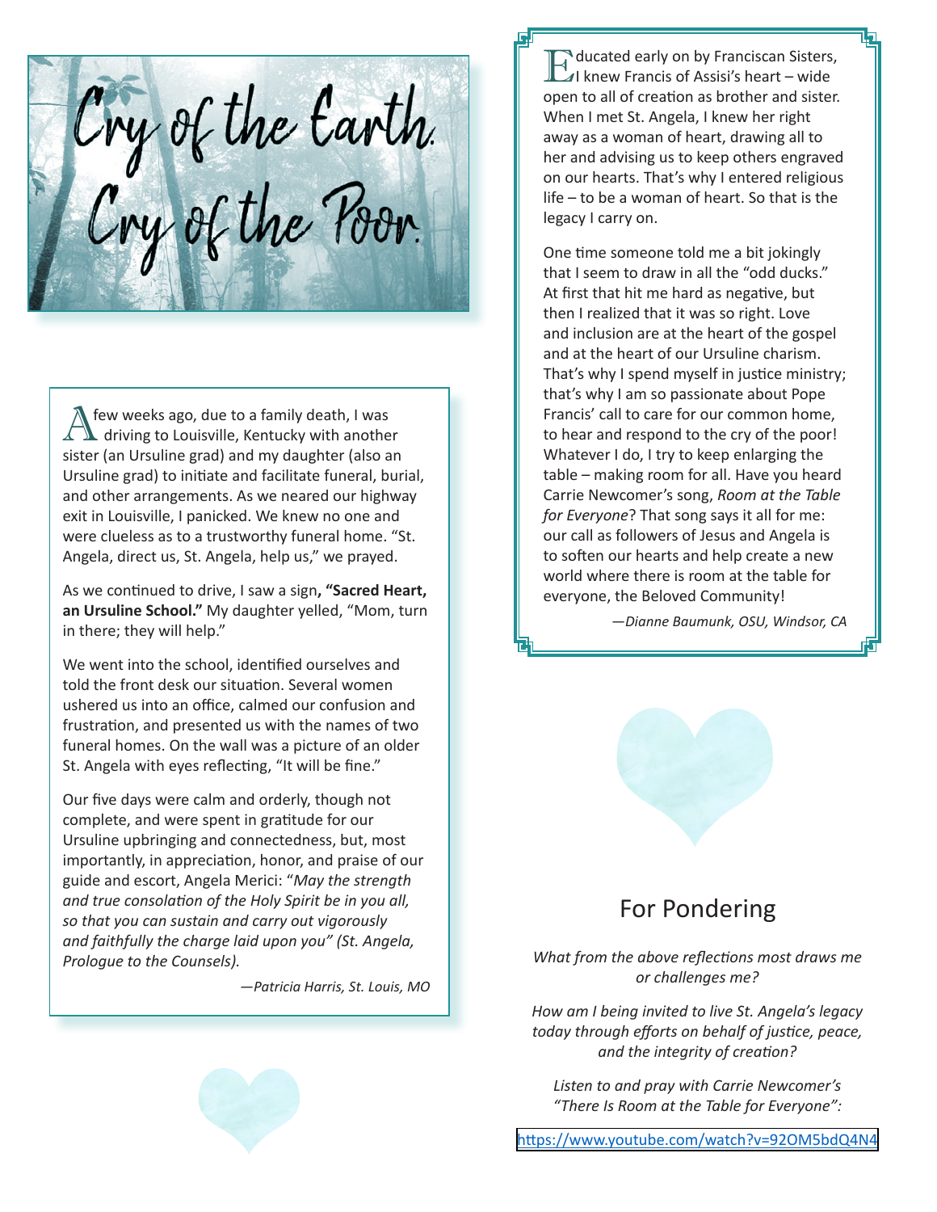# Cry of the Earth. Cry of the Poor.

A few weeks ago, due to a family death, I was driving to Louisville, Kentucky with another sister (an Ursuline grad) and my daughter (also an Ursuline grad) to initiate and facilitate funeral, burial, and other arrangements. As we neared our highway exit in Louisville, I panicked. We knew no one and were clueless as to a trustworthy funeral home. "St. Angela, direct us, St. Angela, help us," we prayed.

As we continued to drive, I saw a sign**, "Sacred Heart, an Ursuline School."** My daughter yelled, "Mom, turn in there; they will help."

We went into the school, identified ourselves and told the front desk our situation. Several women ushered us into an office, calmed our confusion and frustration, and presented us with the names of two funeral homes. On the wall was a picture of an older St. Angela with eyes reflecting, "It will be fine."

Our five days were calm and orderly, though not complete, and were spent in gratitude for our Ursuline upbringing and connectedness, but, most importantly, in appreciation, honor, and praise of our guide and escort, Angela Merici: "*May the strength and true consolation of the Holy Spirit be in you all, so that you can sustain and carry out vigorously and faithfully the charge laid upon you" (St. Angela, Prologue to the Counsels).*

*—Patricia Harris, St. Louis, MO*

Educated early on by Franciscan Sisters, I knew Francis of Assisi's heart – wide open to all of creation as brother and sister. When I met St. Angela, I knew her right away as a woman of heart, drawing all to her and advising us to keep others engraved on our hearts. That's why I entered religious life – to be a woman of heart. So that is the legacy I carry on.

One time someone told me a bit jokingly that I seem to draw in all the "odd ducks." At first that hit me hard as negative, but then I realized that it was so right. Love and inclusion are at the heart of the gospel and at the heart of our Ursuline charism. That's why I spend myself in justice ministry; that's why I am so passionate about Pope Francis' call to care for our common home, to hear and respond to the cry of the poor! Whatever I do, I try to keep enlarging the table – making room for all. Have you heard Carrie Newcomer's song, *Room at the Table for Everyone*? That song says it all for me: our call as followers of Jesus and Angela is to soften our hearts and help create a new world where there is room at the table for everyone, the Beloved Community!

*—Dianne Baumunk, OSU, Windsor, CA*

## For Pondering

*What from the above reflections most draws me or challenges me?*

*How am I being invited to live St. Angela's legacy today through efforts on behalf of justice, peace, and the integrity of creation?*

*Listen to and pray with Carrie Newcomer's "There Is Room at the Table for Everyone":*

https://www.youtube.com/watch?v=92OM5bdQ4N4